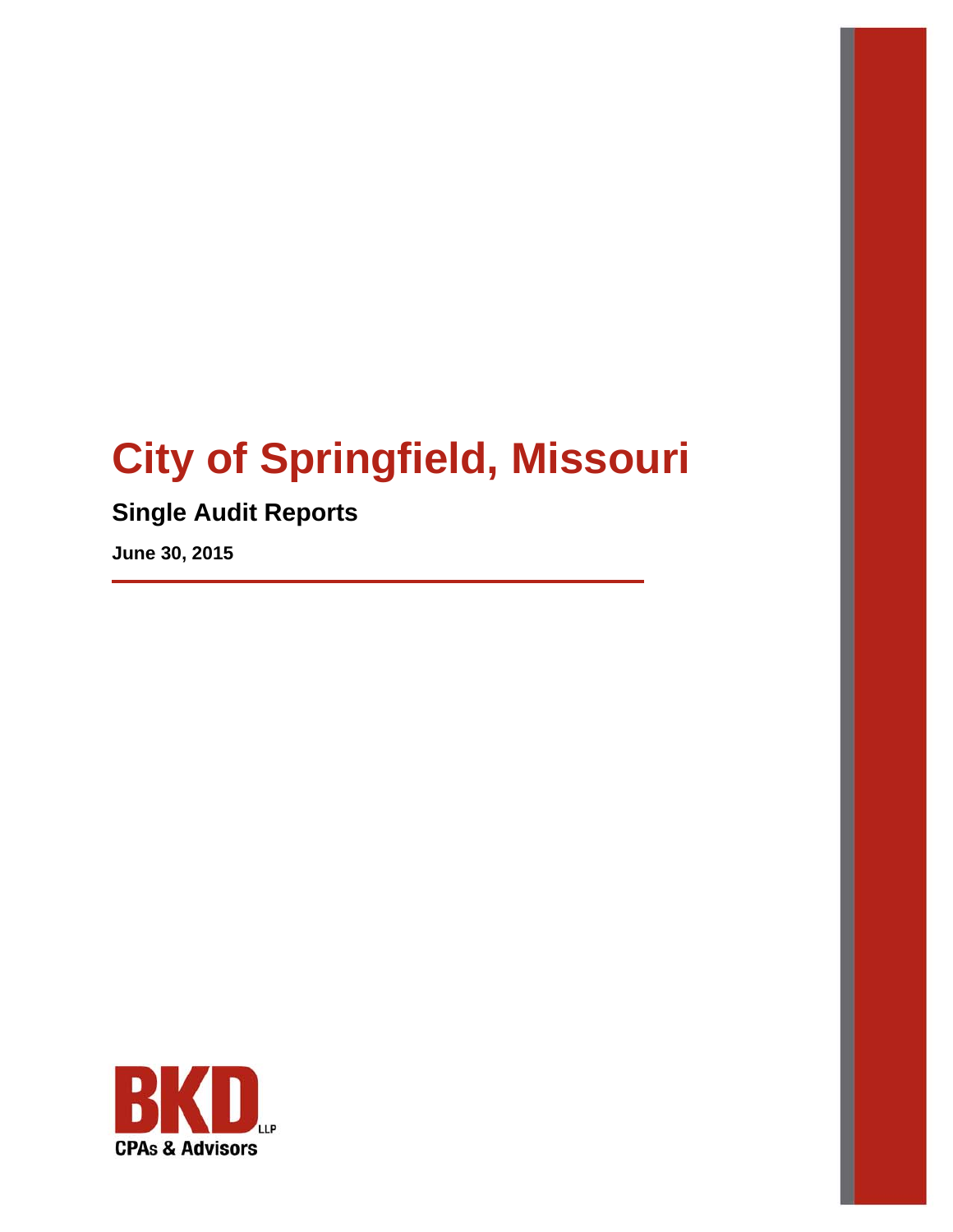# City of Springfield, Missouri

## Single Audit Reports

**June 30, 2015**

BKD LLP
CPAs & Advisors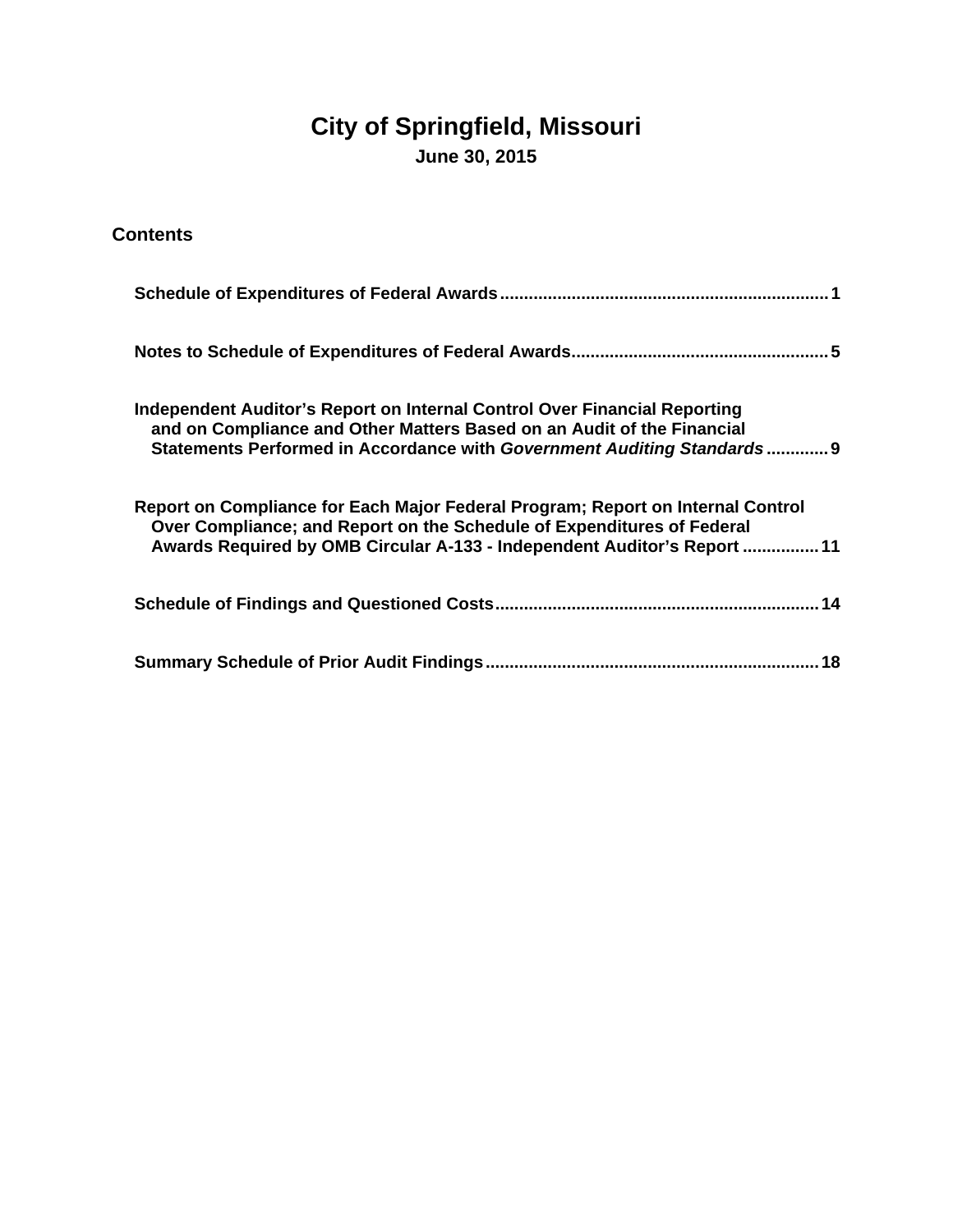# City of Springfield, Missouri

**June 30, 2015**

## Contents

| | |
|---|---|
| **Schedule of Expenditures of Federal Awards** | **1** |
| **Notes to Schedule of Expenditures of Federal Awards** | **5** |
| **Independent Auditor's Report on Internal Control Over Financial Reporting and on Compliance and Other Matters Based on an Audit of the Financial Statements Performed in Accordance with *Government Auditing Standards*** | **9** |
| **Report on Compliance for Each Major Federal Program; Report on Internal Control Over Compliance; and Report on the Schedule of Expenditures of Federal Awards Required by OMB Circular A-133 - Independent Auditor's Report** | **11** |
| **Schedule of Findings and Questioned Costs** | **14** |
| **Summary Schedule of Prior Audit Findings** | **18** |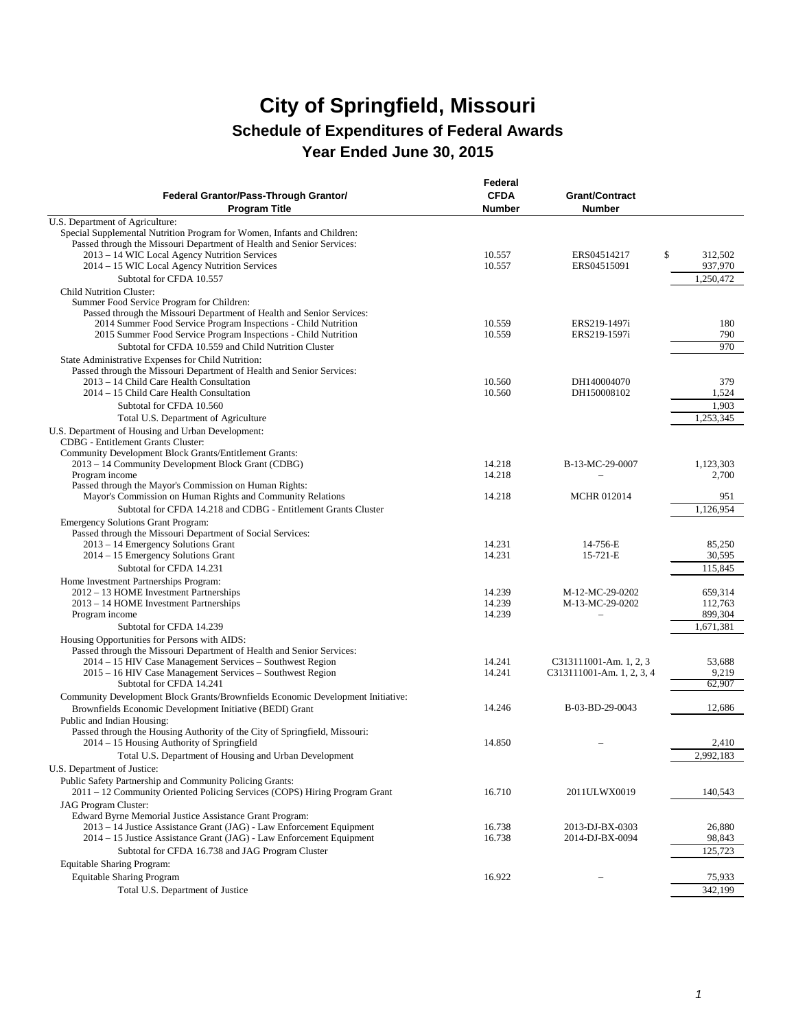# City of Springfield, Missouri

## Schedule of Expenditures of Federal Awards

## Year Ended June 30, 2015

| Federal Grantor/Pass-Through Grantor/ Program Title | Federal CFDA Number | Grant/Contract Number | |
|---|---|---|---|
| U.S. Department of Agriculture: | | | |
| Special Supplemental Nutrition Program for Women, Infants and Children: | | | |
| Passed through the Missouri Department of Health and Senior Services: | | | |
| 2013 – 14 WIC Local Agency Nutrition Services | 10.557 | ERS04514217 | $ 312,502 |
| 2014 – 15 WIC Local Agency Nutrition Services | 10.557 | ERS04515091 | 937,970 |
| Subtotal for CFDA 10.557 | | | 1,250,472 |
| Child Nutrition Cluster: | | | |
| Summer Food Service Program for Children: | | | |
| Passed through the Missouri Department of Health and Senior Services: | | | |
| 2014 Summer Food Service Program Inspections - Child Nutrition | 10.559 | ERS219-1497i | 180 |
| 2015 Summer Food Service Program Inspections - Child Nutrition | 10.559 | ERS219-1597i | 790 |
| Subtotal for CFDA 10.559 and Child Nutrition Cluster | | | 970 |
| State Administrative Expenses for Child Nutrition: | | | |
| Passed through the Missouri Department of Health and Senior Services: | | | |
| 2013 – 14 Child Care Health Consultation | 10.560 | DH140004070 | 379 |
| 2014 – 15 Child Care Health Consultation | 10.560 | DH150008102 | 1,524 |
| Subtotal for CFDA 10.560 | | | 1,903 |
| Total U.S. Department of Agriculture | | | 1,253,345 |
| U.S. Department of Housing and Urban Development: | | | |
| CDBG - Entitlement Grants Cluster: | | | |
| Community Development Block Grants/Entitlement Grants: | | | |
| 2013 – 14 Community Development Block Grant (CDBG) | 14.218 | B-13-MC-29-0007 | 1,123,303 |
| Program income | 14.218 | – | 2,700 |
| Passed through the Mayor's Commission on Human Rights: | | | |
| Mayor's Commission on Human Rights and Community Relations | 14.218 | MCHR 012014 | 951 |
| Subtotal for CFDA 14.218 and CDBG - Entitlement Grants Cluster | | | 1,126,954 |
| Emergency Solutions Grant Program: | | | |
| Passed through the Missouri Department of Social Services: | | | |
| 2013 – 14 Emergency Solutions Grant | 14.231 | 14-756-E | 85,250 |
| 2014 – 15 Emergency Solutions Grant | 14.231 | 15-721-E | 30,595 |
| Subtotal for CFDA 14.231 | | | 115,845 |
| Home Investment Partnerships Program: | | | |
| 2012 – 13 HOME Investment Partnerships | 14.239 | M-12-MC-29-0202 | 659,314 |
| 2013 – 14 HOME Investment Partnerships | 14.239 | M-13-MC-29-0202 | 112,763 |
| Program income | 14.239 | – | 899,304 |
| Subtotal for CFDA 14.239 | | | 1,671,381 |
| Housing Opportunities for Persons with AIDS: | | | |
| Passed through the Missouri Department of Health and Senior Services: | | | |
| 2014 – 15 HIV Case Management Services – Southwest Region | 14.241 | C313111001-Am. 1, 2, 3 | 53,688 |
| 2015 – 16 HIV Case Management Services – Southwest Region | 14.241 | C313111001-Am. 1, 2, 3, 4 | 9,219 |
| Subtotal for CFDA 14.241 | | | 62,907 |
| Community Development Block Grants/Brownfields Economic Development Initiative: | | | |
| Brownfields Economic Development Initiative (BEDI) Grant | 14.246 | B-03-BD-29-0043 | 12,686 |
| Public and Indian Housing: | | | |
| Passed through the Housing Authority of the City of Springfield, Missouri: | | | |
| 2014 – 15 Housing Authority of Springfield | 14.850 | – | 2,410 |
| Total U.S. Department of Housing and Urban Development | | | 2,992,183 |
| U.S. Department of Justice: | | | |
| Public Safety Partnership and Community Policing Grants: | | | |
| 2011 – 12 Community Oriented Policing Services (COPS) Hiring Program Grant | 16.710 | 2011ULWX0019 | 140,543 |
| JAG Program Cluster: | | | |
| Edward Byrne Memorial Justice Assistance Grant Program: | | | |
| 2013 – 14 Justice Assistance Grant (JAG) - Law Enforcement Equipment | 16.738 | 2013-DJ-BX-0303 | 26,880 |
| 2014 – 15 Justice Assistance Grant (JAG) - Law Enforcement Equipment | 16.738 | 2014-DJ-BX-0094 | 98,843 |
| Subtotal for CFDA 16.738 and JAG Program Cluster | | | 125,723 |
| Equitable Sharing Program: | | | |
| Equitable Sharing Program | 16.922 | – | 75,933 |
| Total U.S. Department of Justice | | | 342,199 |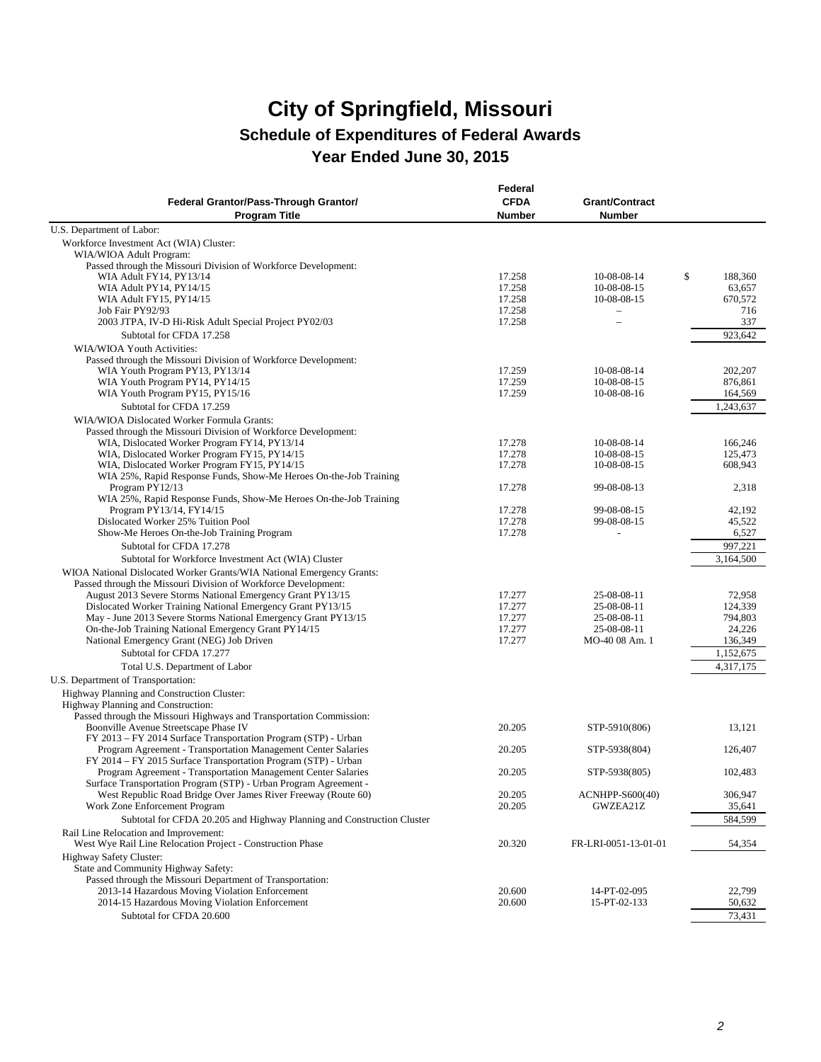# City of Springfield, Missouri

## Schedule of Expenditures of Federal Awards

## Year Ended June 30, 2015

| Federal Grantor/Pass-Through Grantor/ Program Title | Federal CFDA Number | Grant/Contract Number | |
|---|---|---|---|
| U.S. Department of Labor: | | | |
| Workforce Investment Act (WIA) Cluster: | | | |
| WIA/WIOA Adult Program: | | | |
| Passed through the Missouri Division of Workforce Development: | | | |
| WIA Adult FY14, PY13/14 | 17.258 | 10-08-08-14 | $ 188,360 |
| WIA Adult PY14, PY14/15 | 17.258 | 10-08-08-15 | 63,657 |
| WIA Adult FY15, PY14/15 | 17.258 | 10-08-08-15 | 670,572 |
| Job Fair PY92/93 | 17.258 | – | 716 |
| 2003 JTPA, IV-D Hi-Risk Adult Special Project PY02/03 | 17.258 | – | 337 |
| Subtotal for CFDA 17.258 | | | 923,642 |
| WIA/WIOA Youth Activities: | | | |
| Passed through the Missouri Division of Workforce Development: | | | |
| WIA Youth Program PY13, PY13/14 | 17.259 | 10-08-08-14 | 202,207 |
| WIA Youth Program PY14, PY14/15 | 17.259 | 10-08-08-15 | 876,861 |
| WIA Youth Program PY15, PY15/16 | 17.259 | 10-08-08-16 | 164,569 |
| Subtotal for CFDA 17.259 | | | 1,243,637 |
| WIA/WIOA Dislocated Worker Formula Grants: | | | |
| Passed through the Missouri Division of Workforce Development: | | | |
| WIA, Dislocated Worker Program FY14, PY13/14 | 17.278 | 10-08-08-14 | 166,246 |
| WIA, Dislocated Worker Program FY15, PY14/15 | 17.278 | 10-08-08-15 | 125,473 |
| WIA, Dislocated Worker Program FY15, PY14/15 | 17.278 | 10-08-08-15 | 608,943 |
| WIA 25%, Rapid Response Funds, Show-Me Heroes On-the-Job Training Program PY12/13 | 17.278 | 99-08-08-13 | 2,318 |
| WIA 25%, Rapid Response Funds, Show-Me Heroes On-the-Job Training Program PY13/14, FY14/15 | 17.278 | 99-08-08-15 | 42,192 |
| Dislocated Worker 25% Tuition Pool | 17.278 | 99-08-08-15 | 45,522 |
| Show-Me Heroes On-the-Job Training Program | 17.278 | - | 6,527 |
| Subtotal for CFDA 17.278 | | | 997,221 |
| Subtotal for Workforce Investment Act (WIA) Cluster | | | 3,164,500 |
| WIOA National Dislocated Worker Grants/WIA National Emergency Grants: | | | |
| Passed through the Missouri Division of Workforce Development: | | | |
| August 2013 Severe Storms National Emergency Grant PY13/15 | 17.277 | 25-08-08-11 | 72,958 |
| Dislocated Worker Training National Emergency Grant PY13/15 | 17.277 | 25-08-08-11 | 124,339 |
| May - June 2013 Severe Storms National Emergency Grant PY13/15 | 17.277 | 25-08-08-11 | 794,803 |
| On-the-Job Training National Emergency Grant PY14/15 | 17.277 | 25-08-08-11 | 24,226 |
| National Emergency Grant (NEG) Job Driven | 17.277 | MO-40 08 Am. 1 | 136,349 |
| Subtotal for CFDA 17.277 | | | 1,152,675 |
| Total U.S. Department of Labor | | | 4,317,175 |
| U.S. Department of Transportation: | | | |
| Highway Planning and Construction Cluster: | | | |
| Highway Planning and Construction: | | | |
| Passed through the Missouri Highways and Transportation Commission: | | | |
| Boonville Avenue Streetscape Phase IV | 20.205 | STP-5910(806) | 13,121 |
| FY 2013 – FY 2014 Surface Transportation Program (STP) - Urban Program Agreement - Transportation Management Center Salaries | 20.205 | STP-5938(804) | 126,407 |
| FY 2014 – FY 2015 Surface Transportation Program (STP) - Urban Program Agreement - Transportation Management Center Salaries | 20.205 | STP-5938(805) | 102,483 |
| Surface Transportation Program (STP) - Urban Program Agreement - West Republic Road Bridge Over James River Freeway (Route 60) | 20.205 | ACNHPP-S600(40) | 306,947 |
| Work Zone Enforcement Program | 20.205 | GWZEA21Z | 35,641 |
| Subtotal for CFDA 20.205 and Highway Planning and Construction Cluster | | | 584,599 |
| Rail Line Relocation and Improvement: | | | |
| West Wye Rail Line Relocation Project - Construction Phase | 20.320 | FR-LRI-0051-13-01-01 | 54,354 |
| Highway Safety Cluster: | | | |
| State and Community Highway Safety: | | | |
| Passed through the Missouri Department of Transportation: | | | |
| 2013-14 Hazardous Moving Violation Enforcement | 20.600 | 14-PT-02-095 | 22,799 |
| 2014-15 Hazardous Moving Violation Enforcement | 20.600 | 15-PT-02-133 | 50,632 |
| Subtotal for CFDA 20.600 | | | 73,431 |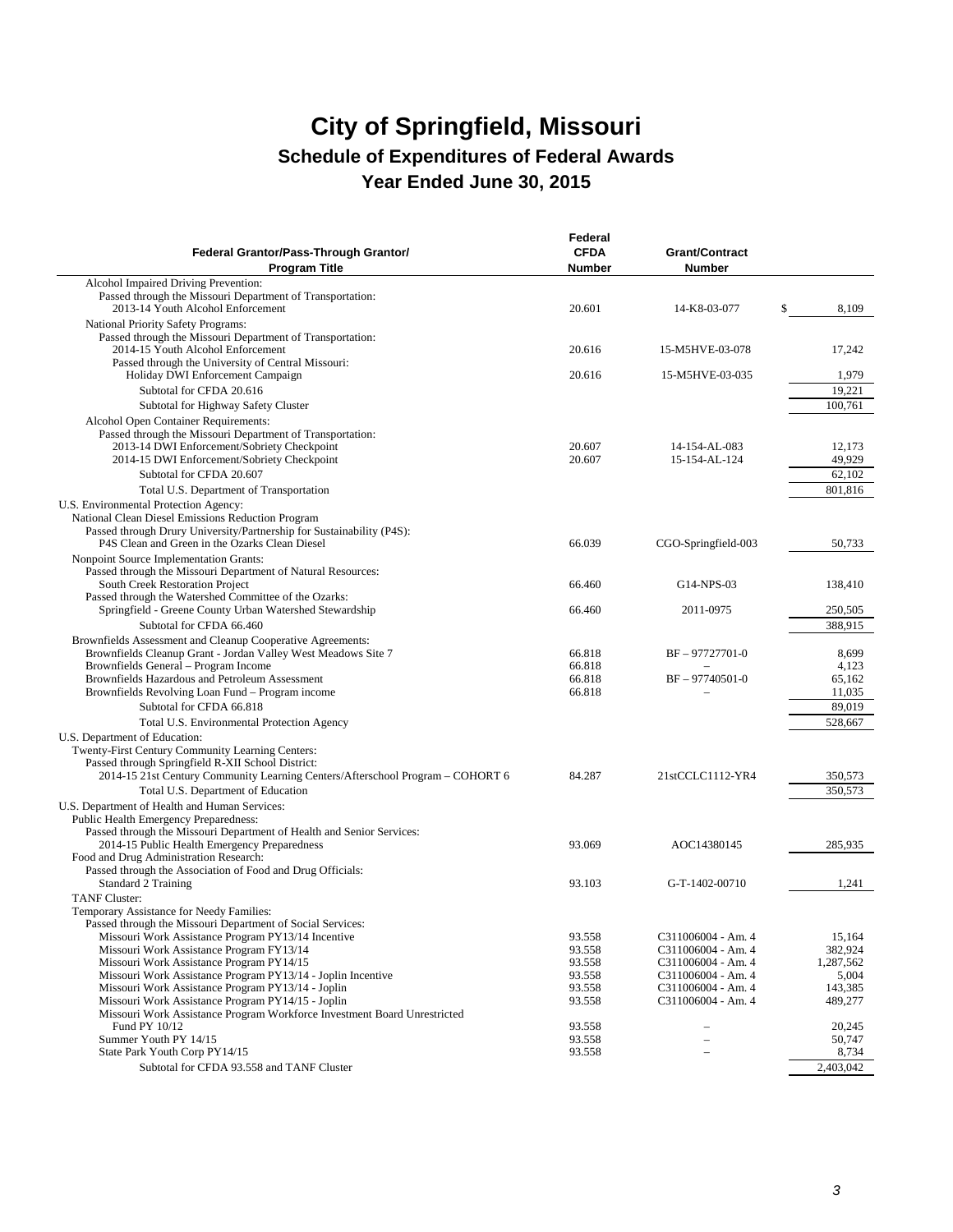# City of Springfield, Missouri

## Schedule of Expenditures of Federal Awards

## Year Ended June 30, 2015

| Federal Grantor/Pass-Through Grantor/ Program Title | Federal CFDA Number | Grant/Contract Number | |
|---|---|---|---|
| Alcohol Impaired Driving Prevention: | | | |
| Passed through the Missouri Department of Transportation: | | | |
| 2013-14 Youth Alcohol Enforcement | 20.601 | 14-K8-03-077 | $ 8,109 |
| National Priority Safety Programs: | | | |
| Passed through the Missouri Department of Transportation: | | | |
| 2014-15 Youth Alcohol Enforcement | 20.616 | 15-M5HVE-03-078 | 17,242 |
| Passed through the University of Central Missouri: | | | |
| Holiday DWI Enforcement Campaign | 20.616 | 15-M5HVE-03-035 | 1,979 |
| Subtotal for CFDA 20.616 | | | 19,221 |
| Subtotal for Highway Safety Cluster | | | 100,761 |
| Alcohol Open Container Requirements: | | | |
| Passed through the Missouri Department of Transportation: | | | |
| 2013-14 DWI Enforcement/Sobriety Checkpoint | 20.607 | 14-154-AL-083 | 12,173 |
| 2014-15 DWI Enforcement/Sobriety Checkpoint | 20.607 | 15-154-AL-124 | 49,929 |
| Subtotal for CFDA 20.607 | | | 62,102 |
| Total U.S. Department of Transportation | | | 801,816 |
| U.S. Environmental Protection Agency: | | | |
| National Clean Diesel Emissions Reduction Program | | | |
| Passed through Drury University/Partnership for Sustainability (P4S): | | | |
| P4S Clean and Green in the Ozarks Clean Diesel | 66.039 | CGO-Springfield-003 | 50,733 |
| Nonpoint Source Implementation Grants: | | | |
| Passed through the Missouri Department of Natural Resources: | | | |
| South Creek Restoration Project | 66.460 | G14-NPS-03 | 138,410 |
| Passed through the Watershed Committee of the Ozarks: | | | |
| Springfield - Greene County Urban Watershed Stewardship | 66.460 | 2011-0975 | 250,505 |
| Subtotal for CFDA 66.460 | | | 388,915 |
| Brownfields Assessment and Cleanup Cooperative Agreements: | | | |
| Brownfields Cleanup Grant - Jordan Valley West Meadows Site 7 | 66.818 | BF – 97727701-0 | 8,699 |
| Brownfields General – Program Income | 66.818 | – | 4,123 |
| Brownfields Hazardous and Petroleum Assessment | 66.818 | BF – 97740501-0 | 65,162 |
| Brownfields Revolving Loan Fund – Program income | 66.818 | – | 11,035 |
| Subtotal for CFDA 66.818 | | | 89,019 |
| Total U.S. Environmental Protection Agency | | | 528,667 |
| U.S. Department of Education: | | | |
| Twenty-First Century Community Learning Centers: | | | |
| Passed through Springfield R-XII School District: | | | |
| 2014-15 21st Century Community Learning Centers/Afterschool Program – COHORT 6 | 84.287 | 21stCCLC1112-YR4 | 350,573 |
| Total U.S. Department of Education | | | 350,573 |
| U.S. Department of Health and Human Services: | | | |
| Public Health Emergency Preparedness: | | | |
| Passed through the Missouri Department of Health and Senior Services: | | | |
| 2014-15 Public Health Emergency Preparedness | 93.069 | AOC14380145 | 285,935 |
| Food and Drug Administration Research: | | | |
| Passed through the Association of Food and Drug Officials: | | | |
| Standard 2 Training | 93.103 | G-T-1402-00710 | 1,241 |
| TANF Cluster: | | | |
| Temporary Assistance for Needy Families: | | | |
| Passed through the Missouri Department of Social Services: | | | |
| Missouri Work Assistance Program PY13/14 Incentive | 93.558 | C311006004 - Am. 4 | 15,164 |
| Missouri Work Assistance Program FY13/14 | 93.558 | C311006004 - Am. 4 | 382,924 |
| Missouri Work Assistance Program PY14/15 | 93.558 | C311006004 - Am. 4 | 1,287,562 |
| Missouri Work Assistance Program PY13/14 - Joplin Incentive | 93.558 | C311006004 - Am. 4 | 5,004 |
| Missouri Work Assistance Program PY13/14 - Joplin | 93.558 | C311006004 - Am. 4 | 143,385 |
| Missouri Work Assistance Program PY14/15 - Joplin | 93.558 | C311006004 - Am. 4 | 489,277 |
| Missouri Work Assistance Program Workforce Investment Board Unrestricted Fund PY 10/12 | 93.558 | – | 20,245 |
| Summer Youth PY 14/15 | 93.558 | – | 50,747 |
| State Park Youth Corp PY14/15 | 93.558 | – | 8,734 |
| Subtotal for CFDA 93.558 and TANF Cluster | | | 2,403,042 |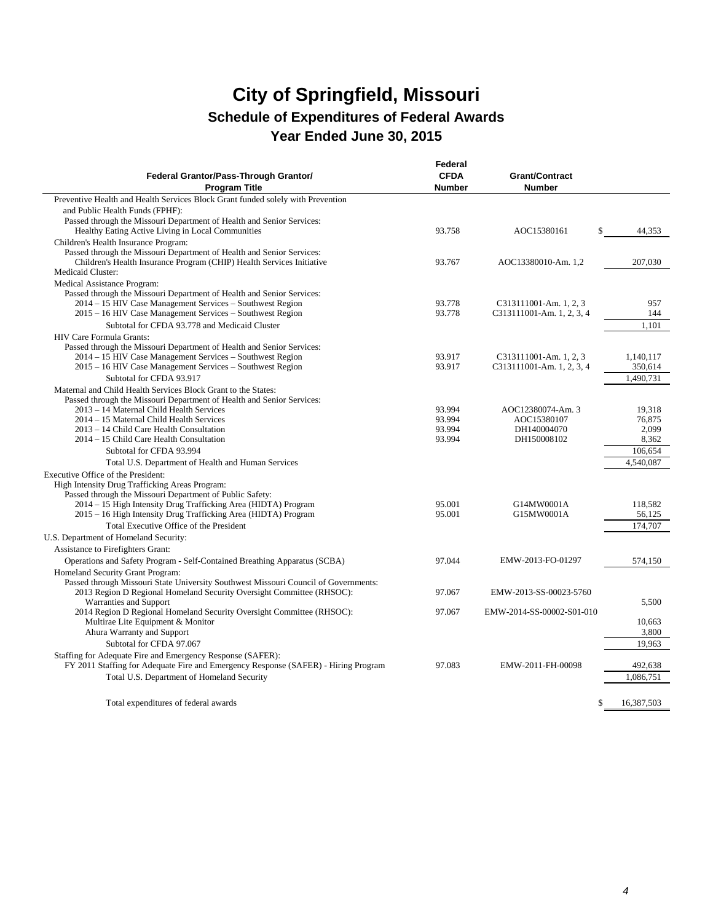# City of Springfield, Missouri

## Schedule of Expenditures of Federal Awards

## Year Ended June 30, 2015

| Federal Grantor/Pass-Through Grantor/ Program Title | Federal CFDA Number | Grant/Contract Number | |
|---|---|---|---|
| Preventive Health and Health Services Block Grant funded solely with Prevention and Public Health Funds (FPHF): | | | |
| Passed through the Missouri Department of Health and Senior Services: | | | |
| Healthy Eating Active Living in Local Communities | 93.758 | AOC15380161 | $ 44,353 |
| Children's Health Insurance Program: | | | |
| Passed through the Missouri Department of Health and Senior Services: | | | |
| Children's Health Insurance Program (CHIP) Health Services Initiative | 93.767 | AOC13380010-Am. 1,2 | 207,030 |
| Medicaid Cluster: | | | |
| Medical Assistance Program: | | | |
| Passed through the Missouri Department of Health and Senior Services: | | | |
| 2014 – 15 HIV Case Management Services – Southwest Region | 93.778 | C313111001-Am. 1, 2, 3 | 957 |
| 2015 – 16 HIV Case Management Services – Southwest Region | 93.778 | C313111001-Am. 1, 2, 3, 4 | 144 |
| Subtotal for CFDA 93.778 and Medicaid Cluster | | | 1,101 |
| HIV Care Formula Grants: | | | |
| Passed through the Missouri Department of Health and Senior Services: | | | |
| 2014 – 15 HIV Case Management Services – Southwest Region | 93.917 | C313111001-Am. 1, 2, 3 | 1,140,117 |
| 2015 – 16 HIV Case Management Services – Southwest Region | 93.917 | C313111001-Am. 1, 2, 3, 4 | 350,614 |
| Subtotal for CFDA 93.917 | | | 1,490,731 |
| Maternal and Child Health Services Block Grant to the States: | | | |
| Passed through the Missouri Department of Health and Senior Services: | | | |
| 2013 – 14 Maternal Child Health Services | 93.994 | AOC12380074-Am. 3 | 19,318 |
| 2014 – 15 Maternal Child Health Services | 93.994 | AOC15380107 | 76,875 |
| 2013 – 14 Child Care Health Consultation | 93.994 | DH140004070 | 2,099 |
| 2014 – 15 Child Care Health Consultation | 93.994 | DH150008102 | 8,362 |
| Subtotal for CFDA 93.994 | | | 106,654 |
| Total U.S. Department of Health and Human Services | | | 4,540,087 |
| Executive Office of the President: | | | |
| High Intensity Drug Trafficking Areas Program: | | | |
| Passed through the Missouri Department of Public Safety: | | | |
| 2014 – 15 High Intensity Drug Trafficking Area (HIDTA) Program | 95.001 | G14MW0001A | 118,582 |
| 2015 – 16 High Intensity Drug Trafficking Area (HIDTA) Program | 95.001 | G15MW0001A | 56,125 |
| Total Executive Office of the President | | | 174,707 |
| U.S. Department of Homeland Security: | | | |
| Assistance to Firefighters Grant: | | | |
| Operations and Safety Program - Self-Contained Breathing Apparatus (SCBA) | 97.044 | EMW-2013-FO-01297 | 574,150 |
| Homeland Security Grant Program: | | | |
| Passed through Missouri State University Southwest Missouri Council of Governments: | | | |
| 2013 Region D Regional Homeland Security Oversight Committee (RHSOC): Warranties and Support | 97.067 | EMW-2013-SS-00023-5760 | 5,500 |
| 2014 Region D Regional Homeland Security Oversight Committee (RHSOC): | 97.067 | EMW-2014-SS-00002-S01-010 | |
| Multirae Lite Equipment & Monitor | | | 10,663 |
| Ahura Warranty and Support | | | 3,800 |
| Subtotal for CFDA 97.067 | | | 19,963 |
| Staffing for Adequate Fire and Emergency Response (SAFER): | | | |
| FY 2011 Staffing for Adequate Fire and Emergency Response (SAFER) - Hiring Program | 97.083 | EMW-2011-FH-00098 | 492,638 |
| Total U.S. Department of Homeland Security | | | 1,086,751 |
| Total expenditures of federal awards | | | $ 16,387,503 |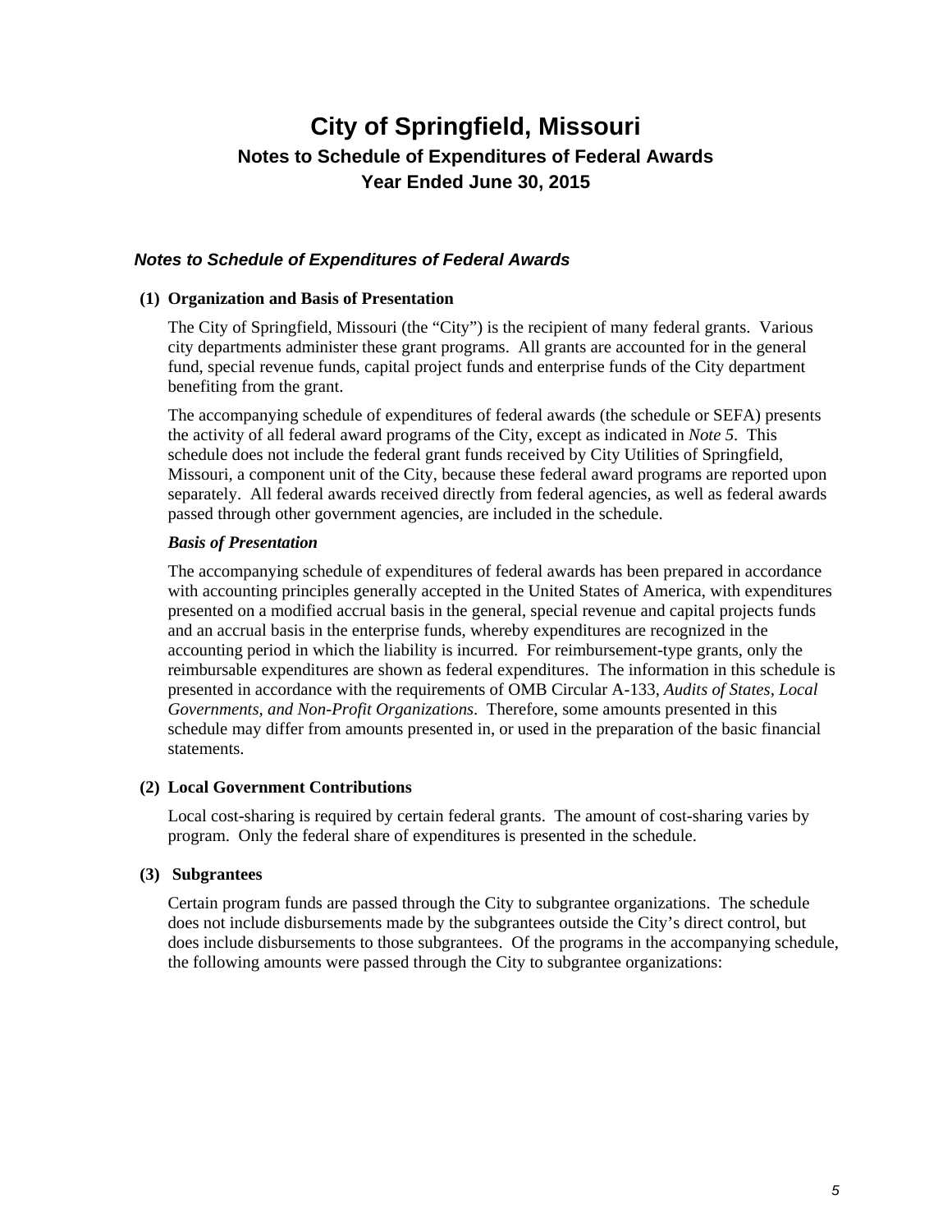# City of Springfield, Missouri

## Notes to Schedule of Expenditures of Federal Awards

## Year Ended June 30, 2015

### *Notes to Schedule of Expenditures of Federal Awards*

**(1) Organization and Basis of Presentation**

The City of Springfield, Missouri (the "City") is the recipient of many federal grants. Various city departments administer these grant programs. All grants are accounted for in the general fund, special revenue funds, capital project funds and enterprise funds of the City department benefiting from the grant.

The accompanying schedule of expenditures of federal awards (the schedule or SEFA) presents the activity of all federal award programs of the City, except as indicated in *Note 5*. This schedule does not include the federal grant funds received by City Utilities of Springfield, Missouri, a component unit of the City, because these federal award programs are reported upon separately. All federal awards received directly from federal agencies, as well as federal awards passed through other government agencies, are included in the schedule.

***Basis of Presentation***

The accompanying schedule of expenditures of federal awards has been prepared in accordance with accounting principles generally accepted in the United States of America, with expenditures presented on a modified accrual basis in the general, special revenue and capital projects funds and an accrual basis in the enterprise funds, whereby expenditures are recognized in the accounting period in which the liability is incurred. For reimbursement-type grants, only the reimbursable expenditures are shown as federal expenditures. The information in this schedule is presented in accordance with the requirements of OMB Circular A-133, *Audits of States, Local Governments, and Non-Profit Organizations*. Therefore, some amounts presented in this schedule may differ from amounts presented in, or used in the preparation of the basic financial statements.

**(2) Local Government Contributions**

Local cost-sharing is required by certain federal grants. The amount of cost-sharing varies by program. Only the federal share of expenditures is presented in the schedule.

**(3) Subgrantees**

Certain program funds are passed through the City to subgrantee organizations. The schedule does not include disbursements made by the subgrantees outside the City's direct control, but does include disbursements to those subgrantees. Of the programs in the accompanying schedule, the following amounts were passed through the City to subgrantee organizations: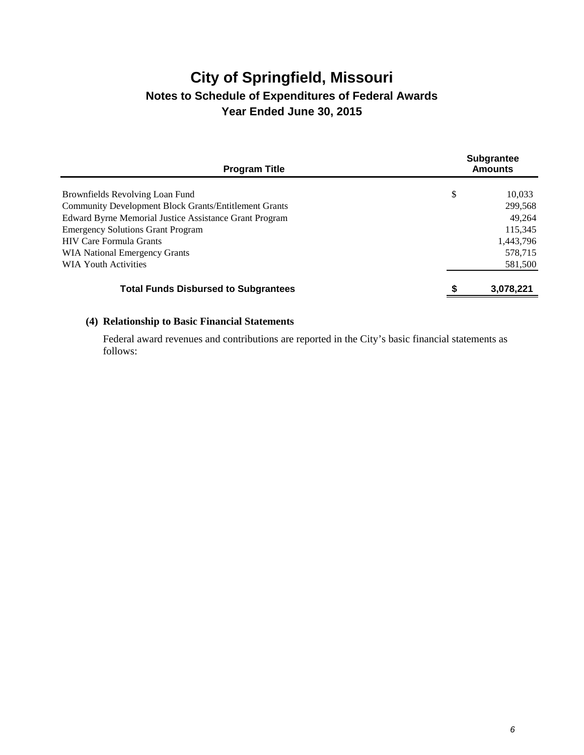# City of Springfield, Missouri

## Notes to Schedule of Expenditures of Federal Awards

## Year Ended June 30, 2015

| Program Title | Subgrantee Amounts |
|---|---|
| Brownfields Revolving Loan Fund | $ 10,033 |
| Community Development Block Grants/Entitlement Grants | 299,568 |
| Edward Byrne Memorial Justice Assistance Grant Program | 49,264 |
| Emergency Solutions Grant Program | 115,345 |
| HIV Care Formula Grants | 1,443,796 |
| WIA National Emergency Grants | 578,715 |
| WIA Youth Activities | 581,500 |
| **Total Funds Disbursed to Subgrantees** | **$ 3,078,221** |

**(4) Relationship to Basic Financial Statements**

Federal award revenues and contributions are reported in the City's basic financial statements as follows: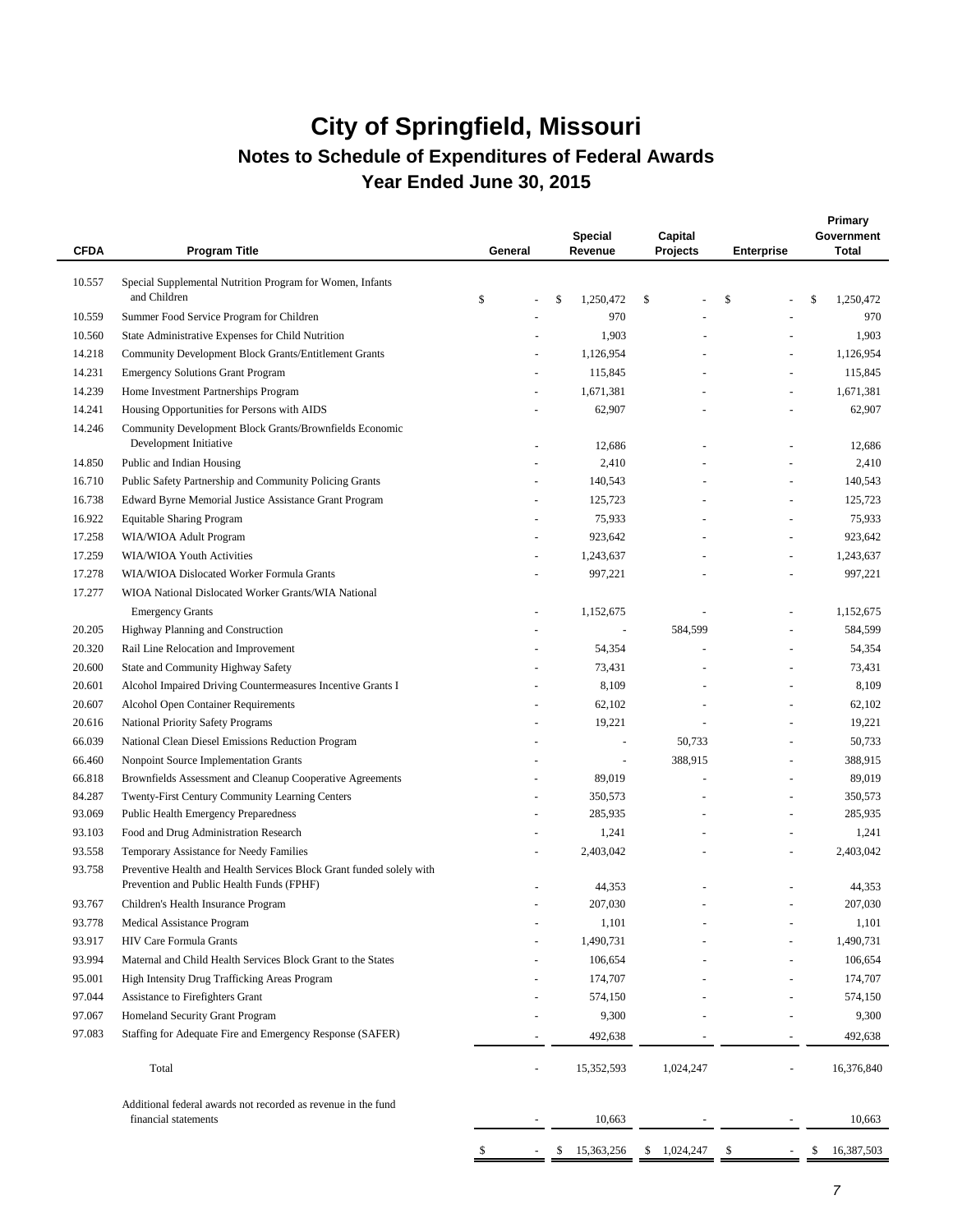# City of Springfield, Missouri

## Notes to Schedule of Expenditures of Federal Awards

### Year Ended June 30, 2015

| CFDA | Program Title | General | Special Revenue | Capital Projects | Enterprise | Primary Government Total |
|---|---|---|---|---|---|---|
| 10.557 | Special Supplemental Nutrition Program for Women, Infants and Children | $ - | $ 1,250,472 | $ - | $ - | $ 1,250,472 |
| 10.559 | Summer Food Service Program for Children | - | 970 | - | - | 970 |
| 10.560 | State Administrative Expenses for Child Nutrition | - | 1,903 | - | - | 1,903 |
| 14.218 | Community Development Block Grants/Entitlement Grants | - | 1,126,954 | - | - | 1,126,954 |
| 14.231 | Emergency Solutions Grant Program | - | 115,845 | - | - | 115,845 |
| 14.239 | Home Investment Partnerships Program | - | 1,671,381 | - | - | 1,671,381 |
| 14.241 | Housing Opportunities for Persons with AIDS | - | 62,907 | - | - | 62,907 |
| 14.246 | Community Development Block Grants/Brownfields Economic Development Initiative | - | 12,686 | - | - | 12,686 |
| 14.850 | Public and Indian Housing | - | 2,410 | - | - | 2,410 |
| 16.710 | Public Safety Partnership and Community Policing Grants | - | 140,543 | - | - | 140,543 |
| 16.738 | Edward Byrne Memorial Justice Assistance Grant Program | - | 125,723 | - | - | 125,723 |
| 16.922 | Equitable Sharing Program | - | 75,933 | - | - | 75,933 |
| 17.258 | WIA/WIOA Adult Program | - | 923,642 | - | - | 923,642 |
| 17.259 | WIA/WIOA Youth Activities | - | 1,243,637 | - | - | 1,243,637 |
| 17.278 | WIA/WIOA Dislocated Worker Formula Grants | - | 997,221 | - | - | 997,221 |
| 17.277 | WIOA National Dislocated Worker Grants/WIA National Emergency Grants | - | 1,152,675 | - | - | 1,152,675 |
| 20.205 | Highway Planning and Construction | - | - | 584,599 | - | 584,599 |
| 20.320 | Rail Line Relocation and Improvement | - | 54,354 | - | - | 54,354 |
| 20.600 | State and Community Highway Safety | - | 73,431 | - | - | 73,431 |
| 20.601 | Alcohol Impaired Driving Countermeasures Incentive Grants I | - | 8,109 | - | - | 8,109 |
| 20.607 | Alcohol Open Container Requirements | - | 62,102 | - | - | 62,102 |
| 20.616 | National Priority Safety Programs | - | 19,221 | - | - | 19,221 |
| 66.039 | National Clean Diesel Emissions Reduction Program | - | - | 50,733 | - | 50,733 |
| 66.460 | Nonpoint Source Implementation Grants | - | - | 388,915 | - | 388,915 |
| 66.818 | Brownfields Assessment and Cleanup Cooperative Agreements | - | 89,019 | - | - | 89,019 |
| 84.287 | Twenty-First Century Community Learning Centers | - | 350,573 | - | - | 350,573 |
| 93.069 | Public Health Emergency Preparedness | - | 285,935 | - | - | 285,935 |
| 93.103 | Food and Drug Administration Research | - | 1,241 | - | - | 1,241 |
| 93.558 | Temporary Assistance for Needy Families | - | 2,403,042 | - | - | 2,403,042 |
| 93.758 | Preventive Health and Health Services Block Grant funded solely with Prevention and Public Health Funds (FPHF) | - | 44,353 | - | - | 44,353 |
| 93.767 | Children's Health Insurance Program | - | 207,030 | - | - | 207,030 |
| 93.778 | Medical Assistance Program | - | 1,101 | - | - | 1,101 |
| 93.917 | HIV Care Formula Grants | - | 1,490,731 | - | - | 1,490,731 |
| 93.994 | Maternal and Child Health Services Block Grant to the States | - | 106,654 | - | - | 106,654 |
| 95.001 | High Intensity Drug Trafficking Areas Program | - | 174,707 | - | - | 174,707 |
| 97.044 | Assistance to Firefighters Grant | - | 574,150 | - | - | 574,150 |
| 97.067 | Homeland Security Grant Program | - | 9,300 | - | - | 9,300 |
| 97.083 | Staffing for Adequate Fire and Emergency Response (SAFER) | - | 492,638 | - | - | 492,638 |
| | Total | - | 15,352,593 | 1,024,247 | - | 16,376,840 |
| | Additional federal awards not recorded as revenue in the fund financial statements | - | 10,663 | - | - | 10,663 |
| | | $ - | $ 15,363,256 | $ 1,024,247 | $ - | $ 16,387,503 |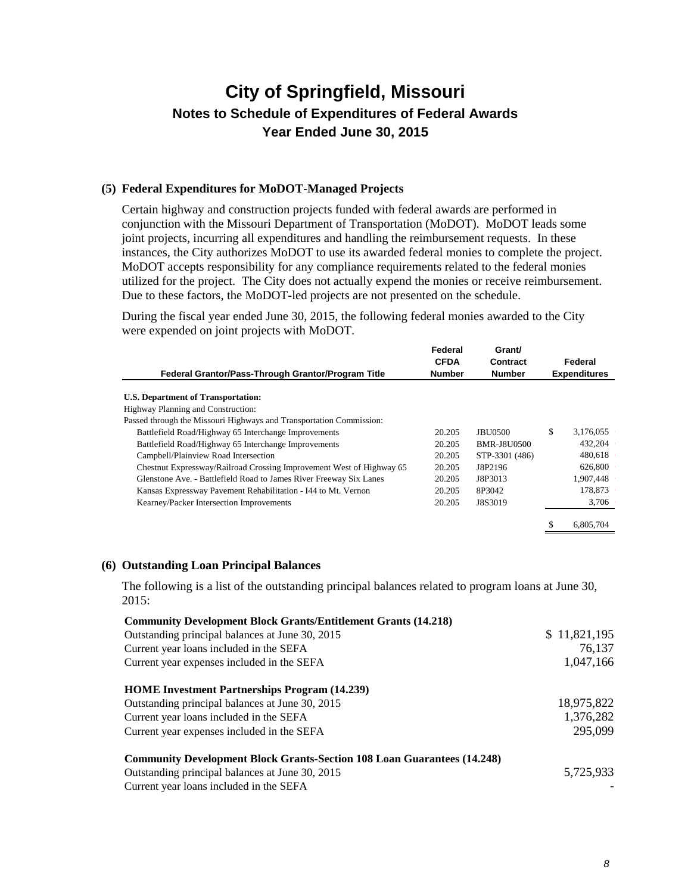# City of Springfield, Missouri

## Notes to Schedule of Expenditures of Federal Awards

## Year Ended June 30, 2015

### (5) Federal Expenditures for MoDOT-Managed Projects

Certain highway and construction projects funded with federal awards are performed in conjunction with the Missouri Department of Transportation (MoDOT). MoDOT leads some joint projects, incurring all expenditures and handling the reimbursement requests. In these instances, the City authorizes MoDOT to use its awarded federal monies to complete the project. MoDOT accepts responsibility for any compliance requirements related to the federal monies utilized for the project. The City does not actually expend the monies or receive reimbursement. Due to these factors, the MoDOT-led projects are not presented on the schedule.

During the fiscal year ended June 30, 2015, the following federal monies awarded to the City were expended on joint projects with MoDOT.

| Federal Grantor/Pass-Through Grantor/Program Title | Federal CFDA Number | Grant/ Contract Number | Federal Expenditures |
|---|---|---|---|
| **U.S. Department of Transportation:** | | | |
| Highway Planning and Construction: | | | |
| Passed through the Missouri Highways and Transportation Commission: | | | |
| Battlefield Road/Highway 65 Interchange Improvements | 20.205 | JBU0500 | $ 3,176,055 |
| Battlefield Road/Highway 65 Interchange Improvements | 20.205 | BMR-J8U0500 | 432,204 |
| Campbell/Plainview Road Intersection | 20.205 | STP-3301 (486) | 480,618 |
| Chestnut Expressway/Railroad Crossing Improvement West of Highway 65 | 20.205 | J8P2196 | 626,800 |
| Glenstone Ave. - Battlefield Road to James River Freeway Six Lanes | 20.205 | J8P3013 | 1,907,448 |
| Kansas Expressway Pavement Rehabilitation - I44 to Mt. Vernon | 20.205 | 8P3042 | 178,873 |
| Kearney/Packer Intersection Improvements | 20.205 | J8S3019 | 3,706 |
| | | | $ 6,805,704 |

### (6) Outstanding Loan Principal Balances

The following is a list of the outstanding principal balances related to program loans at June 30, 2015:

| | |
|---|---|
| **Community Development Block Grants/Entitlement Grants (14.218)** | |
| Outstanding principal balances at June 30, 2015 | $ 11,821,195 |
| Current year loans included in the SEFA | 76,137 |
| Current year expenses included in the SEFA | 1,047,166 |
| **HOME Investment Partnerships Program (14.239)** | |
| Outstanding principal balances at June 30, 2015 | 18,975,822 |
| Current year loans included in the SEFA | 1,376,282 |
| Current year expenses included in the SEFA | 295,099 |
| **Community Development Block Grants-Section 108 Loan Guarantees (14.248)** | |
| Outstanding principal balances at June 30, 2015 | 5,725,933 |
| Current year loans included in the SEFA | - |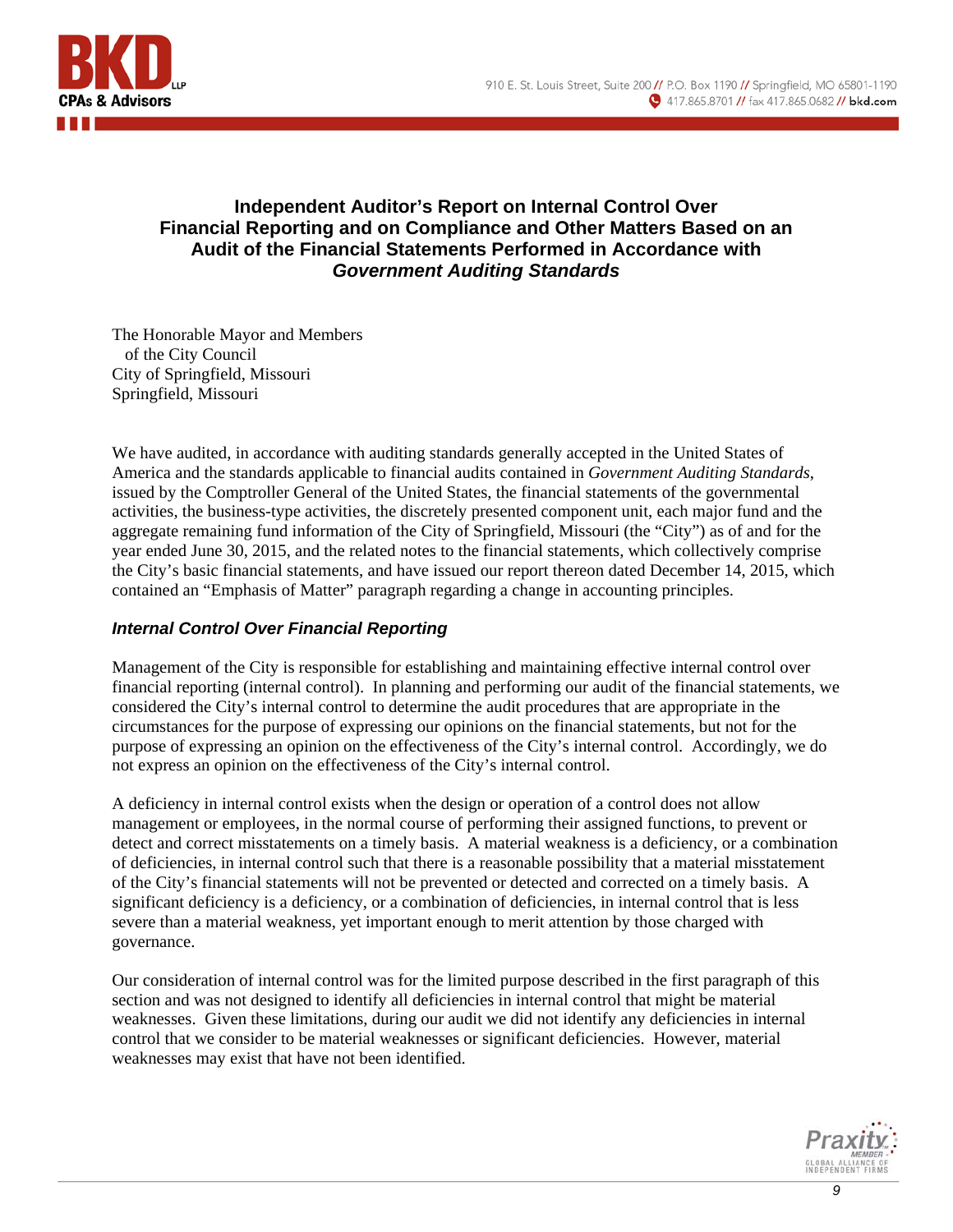# Independent Auditor's Report on Internal Control Over Financial Reporting and on Compliance and Other Matters Based on an Audit of the Financial Statements Performed in Accordance with *Government Auditing Standards*

The Honorable Mayor and Members
of the City Council
City of Springfield, Missouri
Springfield, Missouri

We have audited, in accordance with auditing standards generally accepted in the United States of America and the standards applicable to financial audits contained in *Government Auditing Standards*, issued by the Comptroller General of the United States, the financial statements of the governmental activities, the business-type activities, the discretely presented component unit, each major fund and the aggregate remaining fund information of the City of Springfield, Missouri (the "City") as of and for the year ended June 30, 2015, and the related notes to the financial statements, which collectively comprise the City's basic financial statements, and have issued our report thereon dated December 14, 2015, which contained an "Emphasis of Matter" paragraph regarding a change in accounting principles.

## *Internal Control Over Financial Reporting*

Management of the City is responsible for establishing and maintaining effective internal control over financial reporting (internal control). In planning and performing our audit of the financial statements, we considered the City's internal control to determine the audit procedures that are appropriate in the circumstances for the purpose of expressing our opinions on the financial statements, but not for the purpose of expressing an opinion on the effectiveness of the City's internal control. Accordingly, we do not express an opinion on the effectiveness of the City's internal control.

A deficiency in internal control exists when the design or operation of a control does not allow management or employees, in the normal course of performing their assigned functions, to prevent or detect and correct misstatements on a timely basis. A material weakness is a deficiency, or a combination of deficiencies, in internal control such that there is a reasonable possibility that a material misstatement of the City's financial statements will not be prevented or detected and corrected on a timely basis. A significant deficiency is a deficiency, or a combination of deficiencies, in internal control that is less severe than a material weakness, yet important enough to merit attention by those charged with governance.

Our consideration of internal control was for the limited purpose described in the first paragraph of this section and was not designed to identify all deficiencies in internal control that might be material weaknesses. Given these limitations, during our audit we did not identify any deficiencies in internal control that we consider to be material weaknesses or significant deficiencies. However, material weaknesses may exist that have not been identified.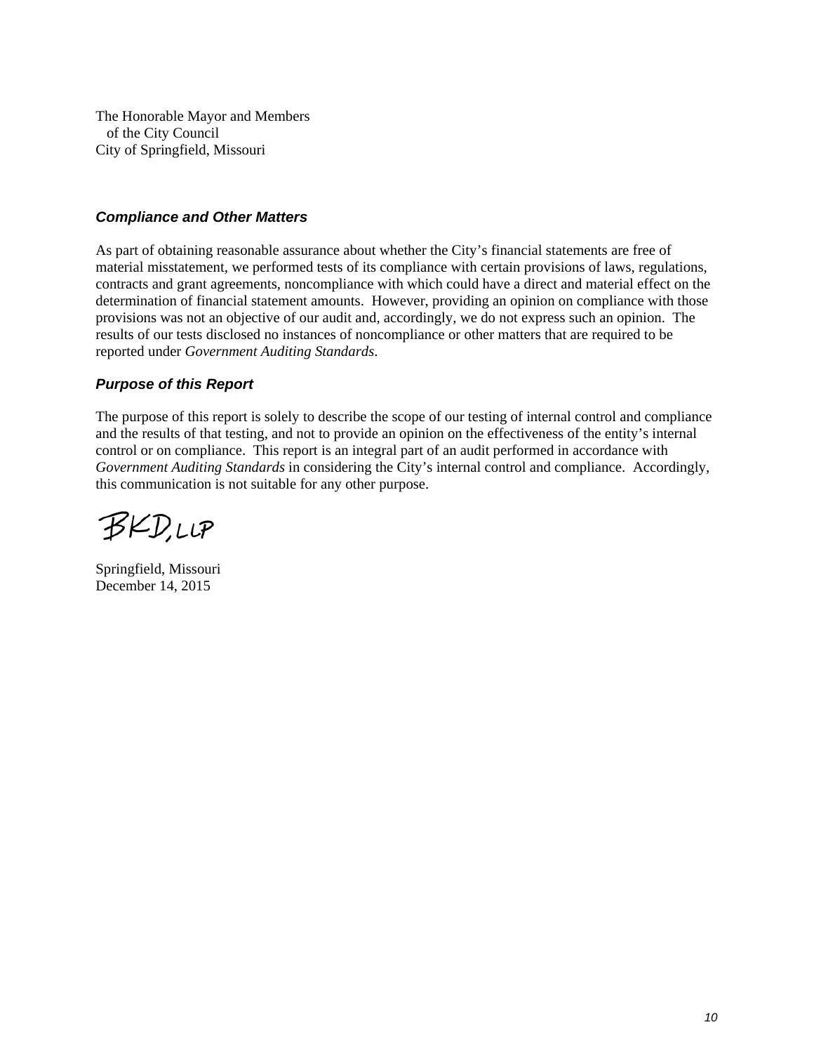The Honorable Mayor and Members
of the City Council
City of Springfield, Missouri

### *Compliance and Other Matters*

As part of obtaining reasonable assurance about whether the City's financial statements are free of material misstatement, we performed tests of its compliance with certain provisions of laws, regulations, contracts and grant agreements, noncompliance with which could have a direct and material effect on the determination of financial statement amounts. However, providing an opinion on compliance with those provisions was not an objective of our audit and, accordingly, we do not express such an opinion. The results of our tests disclosed no instances of noncompliance or other matters that are required to be reported under *Government Auditing Standards*.

### *Purpose of this Report*

The purpose of this report is solely to describe the scope of our testing of internal control and compliance and the results of that testing, and not to provide an opinion on the effectiveness of the entity's internal control or on compliance. This report is an integral part of an audit performed in accordance with *Government Auditing Standards* in considering the City's internal control and compliance. Accordingly, this communication is not suitable for any other purpose.

BKD, LLP

Springfield, Missouri
December 14, 2015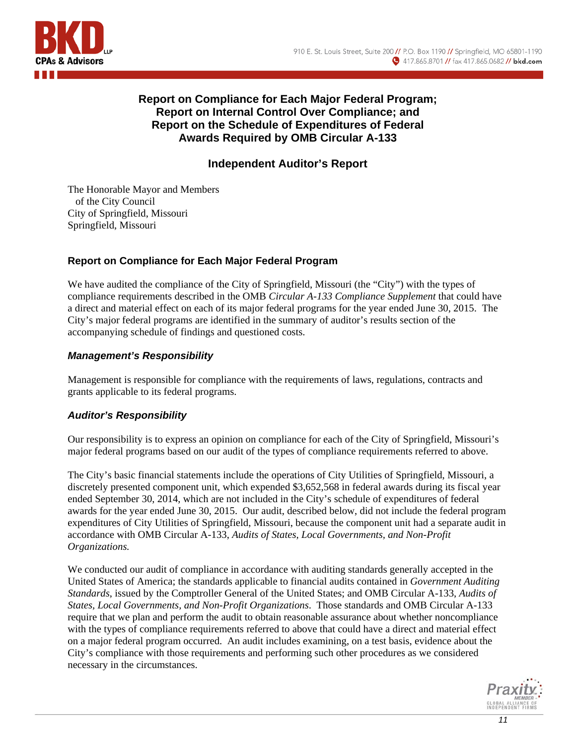## Report on Compliance for Each Major Federal Program; Report on Internal Control Over Compliance; and Report on the Schedule of Expenditures of Federal Awards Required by OMB Circular A-133

### Independent Auditor's Report

The Honorable Mayor and Members
of the City Council
City of Springfield, Missouri
Springfield, Missouri

### Report on Compliance for Each Major Federal Program

We have audited the compliance of the City of Springfield, Missouri (the "City") with the types of compliance requirements described in the OMB *Circular A-133 Compliance Supplement* that could have a direct and material effect on each of its major federal programs for the year ended June 30, 2015. The City's major federal programs are identified in the summary of auditor's results section of the accompanying schedule of findings and questioned costs.

#### *Management's Responsibility*

Management is responsible for compliance with the requirements of laws, regulations, contracts and grants applicable to its federal programs.

#### *Auditor's Responsibility*

Our responsibility is to express an opinion on compliance for each of the City of Springfield, Missouri's major federal programs based on our audit of the types of compliance requirements referred to above.

The City's basic financial statements include the operations of City Utilities of Springfield, Missouri, a discretely presented component unit, which expended $3,652,568 in federal awards during its fiscal year ended September 30, 2014, which are not included in the City's schedule of expenditures of federal awards for the year ended June 30, 2015. Our audit, described below, did not include the federal program expenditures of City Utilities of Springfield, Missouri, because the component unit had a separate audit in accordance with OMB Circular A-133, *Audits of States, Local Governments, and Non-Profit Organizations.*

We conducted our audit of compliance in accordance with auditing standards generally accepted in the United States of America; the standards applicable to financial audits contained in *Government Auditing Standards*, issued by the Comptroller General of the United States; and OMB Circular A-133, *Audits of States, Local Governments, and Non-Profit Organizations*. Those standards and OMB Circular A-133 require that we plan and perform the audit to obtain reasonable assurance about whether noncompliance with the types of compliance requirements referred to above that could have a direct and material effect on a major federal program occurred. An audit includes examining, on a test basis, evidence about the City's compliance with those requirements and performing such other procedures as we considered necessary in the circumstances.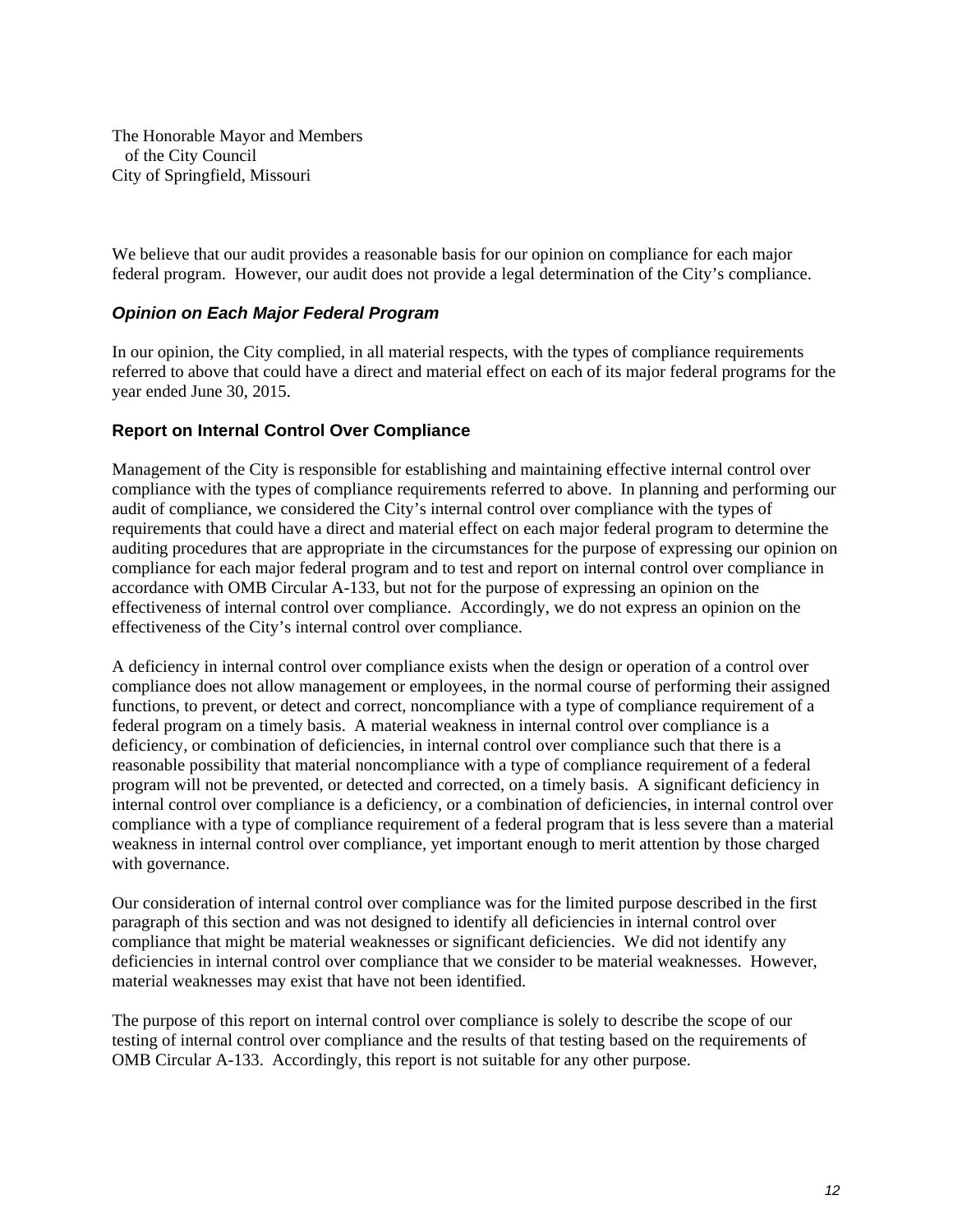The Honorable Mayor and Members
of the City Council
City of Springfield, Missouri

We believe that our audit provides a reasonable basis for our opinion on compliance for each major federal program. However, our audit does not provide a legal determination of the City's compliance.

### *Opinion on Each Major Federal Program*

In our opinion, the City complied, in all material respects, with the types of compliance requirements referred to above that could have a direct and material effect on each of its major federal programs for the year ended June 30, 2015.

## Report on Internal Control Over Compliance

Management of the City is responsible for establishing and maintaining effective internal control over compliance with the types of compliance requirements referred to above. In planning and performing our audit of compliance, we considered the City's internal control over compliance with the types of requirements that could have a direct and material effect on each major federal program to determine the auditing procedures that are appropriate in the circumstances for the purpose of expressing our opinion on compliance for each major federal program and to test and report on internal control over compliance in accordance with OMB Circular A-133, but not for the purpose of expressing an opinion on the effectiveness of internal control over compliance. Accordingly, we do not express an opinion on the effectiveness of the City's internal control over compliance.

A deficiency in internal control over compliance exists when the design or operation of a control over compliance does not allow management or employees, in the normal course of performing their assigned functions, to prevent, or detect and correct, noncompliance with a type of compliance requirement of a federal program on a timely basis. A material weakness in internal control over compliance is a deficiency, or combination of deficiencies, in internal control over compliance such that there is a reasonable possibility that material noncompliance with a type of compliance requirement of a federal program will not be prevented, or detected and corrected, on a timely basis. A significant deficiency in internal control over compliance is a deficiency, or a combination of deficiencies, in internal control over compliance with a type of compliance requirement of a federal program that is less severe than a material weakness in internal control over compliance, yet important enough to merit attention by those charged with governance.

Our consideration of internal control over compliance was for the limited purpose described in the first paragraph of this section and was not designed to identify all deficiencies in internal control over compliance that might be material weaknesses or significant deficiencies. We did not identify any deficiencies in internal control over compliance that we consider to be material weaknesses. However, material weaknesses may exist that have not been identified.

The purpose of this report on internal control over compliance is solely to describe the scope of our testing of internal control over compliance and the results of that testing based on the requirements of OMB Circular A-133. Accordingly, this report is not suitable for any other purpose.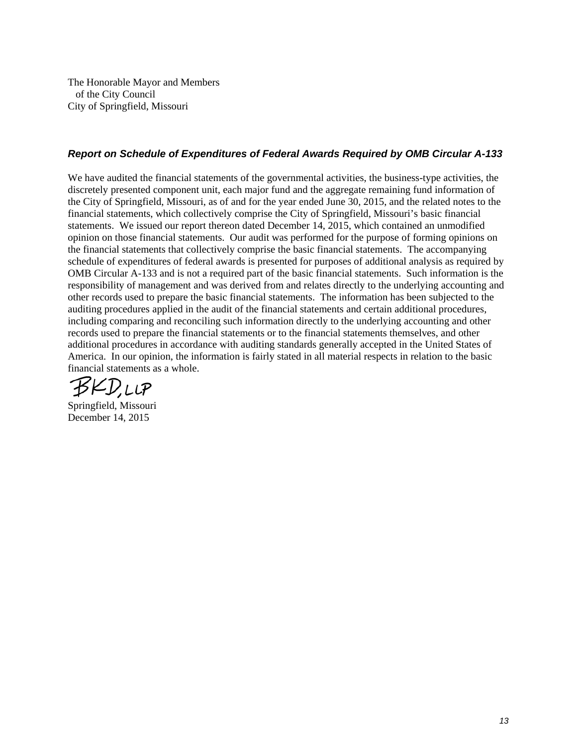The Honorable Mayor and Members
of the City Council
City of Springfield, Missouri

### *Report on Schedule of Expenditures of Federal Awards Required by OMB Circular A-133*

We have audited the financial statements of the governmental activities, the business-type activities, the discretely presented component unit, each major fund and the aggregate remaining fund information of the City of Springfield, Missouri, as of and for the year ended June 30, 2015, and the related notes to the financial statements, which collectively comprise the City of Springfield, Missouri's basic financial statements. We issued our report thereon dated December 14, 2015, which contained an unmodified opinion on those financial statements. Our audit was performed for the purpose of forming opinions on the financial statements that collectively comprise the basic financial statements. The accompanying schedule of expenditures of federal awards is presented for purposes of additional analysis as required by OMB Circular A-133 and is not a required part of the basic financial statements. Such information is the responsibility of management and was derived from and relates directly to the underlying accounting and other records used to prepare the basic financial statements. The information has been subjected to the auditing procedures applied in the audit of the financial statements and certain additional procedures, including comparing and reconciling such information directly to the underlying accounting and other records used to prepare the financial statements or to the financial statements themselves, and other additional procedures in accordance with auditing standards generally accepted in the United States of America. In our opinion, the information is fairly stated in all material respects in relation to the basic financial statements as a whole.

BKD, LLP

Springfield, Missouri
December 14, 2015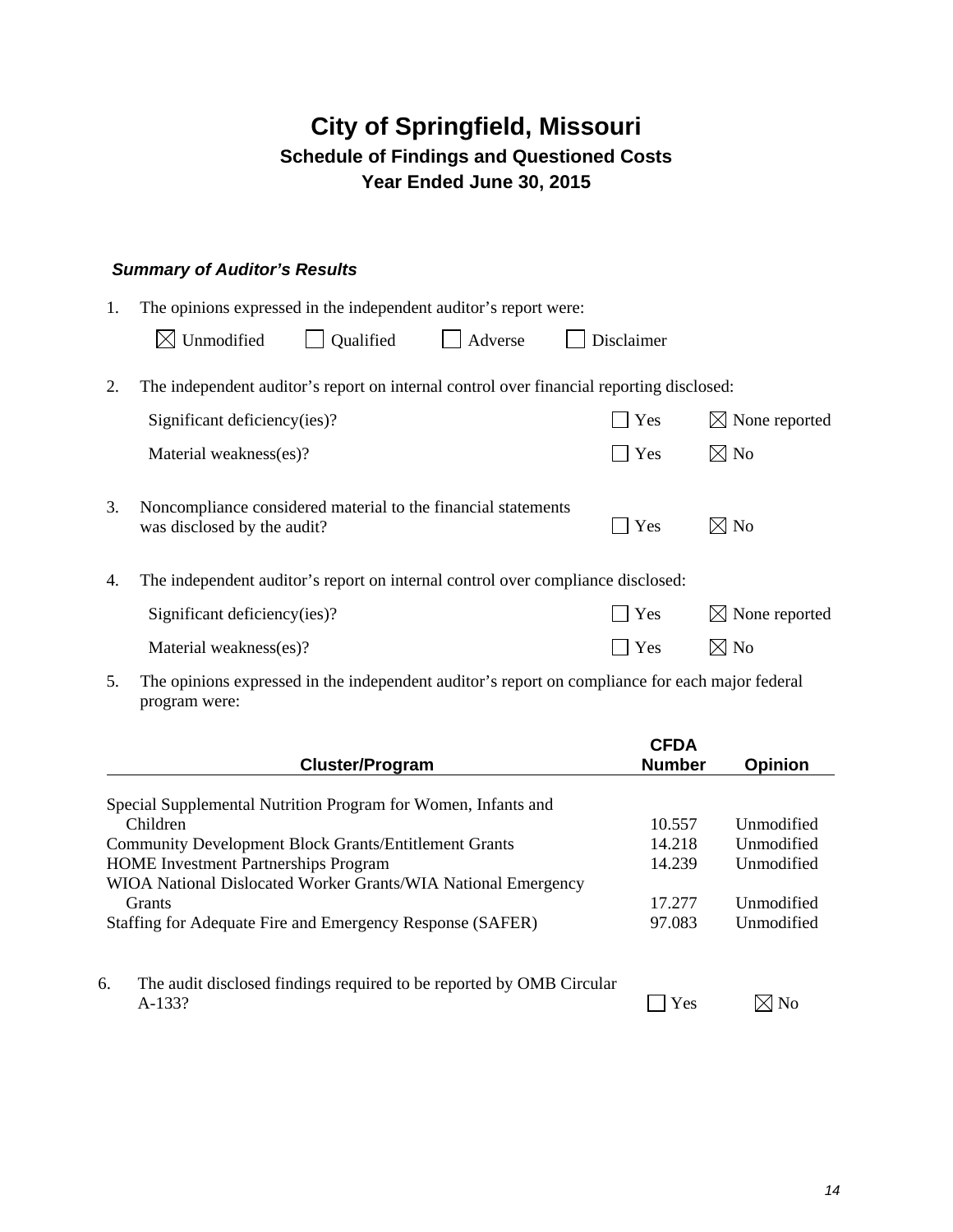# City of Springfield, Missouri
## Schedule of Findings and Questioned Costs
## Year Ended June 30, 2015

### *Summary of Auditor's Results*

1. The opinions expressed in the independent auditor's report were:

   ☒ Unmodified ☐ Qualified ☐ Adverse ☐ Disclaimer

2. The independent auditor's report on internal control over financial reporting disclosed:

   Significant deficiency(ies)? ☐ Yes ☒ None reported

   Material weakness(es)? ☐ Yes ☒ No

3. Noncompliance considered material to the financial statements was disclosed by the audit? ☐ Yes ☒ No

4. The independent auditor's report on internal control over compliance disclosed:

   Significant deficiency(ies)? ☐ Yes ☒ None reported

   Material weakness(es)? ☐ Yes ☒ No

5. The opinions expressed in the independent auditor's report on compliance for each major federal program were:

| Cluster/Program | CFDA Number | Opinion |
|---|---|---|
| Special Supplemental Nutrition Program for Women, Infants and Children | 10.557 | Unmodified |
| Community Development Block Grants/Entitlement Grants | 14.218 | Unmodified |
| HOME Investment Partnerships Program | 14.239 | Unmodified |
| WIOA National Dislocated Worker Grants/WIA National Emergency Grants | 17.277 | Unmodified |
| Staffing for Adequate Fire and Emergency Response (SAFER) | 97.083 | Unmodified |

6. The audit disclosed findings required to be reported by OMB Circular A-133? ☐ Yes ☒ No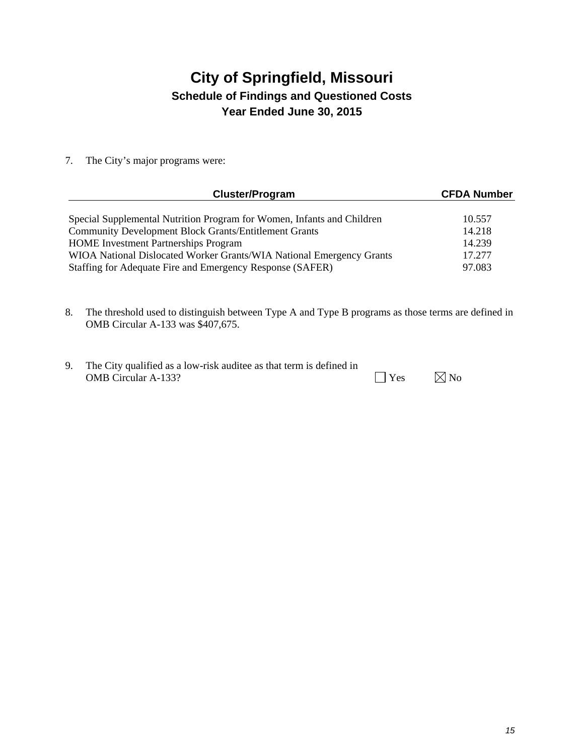# City of Springfield, Missouri

## Schedule of Findings and Questioned Costs

## Year Ended June 30, 2015

7. The City's major programs were:

| Cluster/Program | CFDA Number |
|---|---|
| Special Supplemental Nutrition Program for Women, Infants and Children | 10.557 |
| Community Development Block Grants/Entitlement Grants | 14.218 |
| HOME Investment Partnerships Program | 14.239 |
| WIOA National Dislocated Worker Grants/WIA National Emergency Grants | 17.277 |
| Staffing for Adequate Fire and Emergency Response (SAFER) | 97.083 |

8. The threshold used to distinguish between Type A and Type B programs as those terms are defined in OMB Circular A-133 was $407,675.

9. The City qualified as a low-risk auditee as that term is defined in OMB Circular A-133? ☐ Yes ☒ No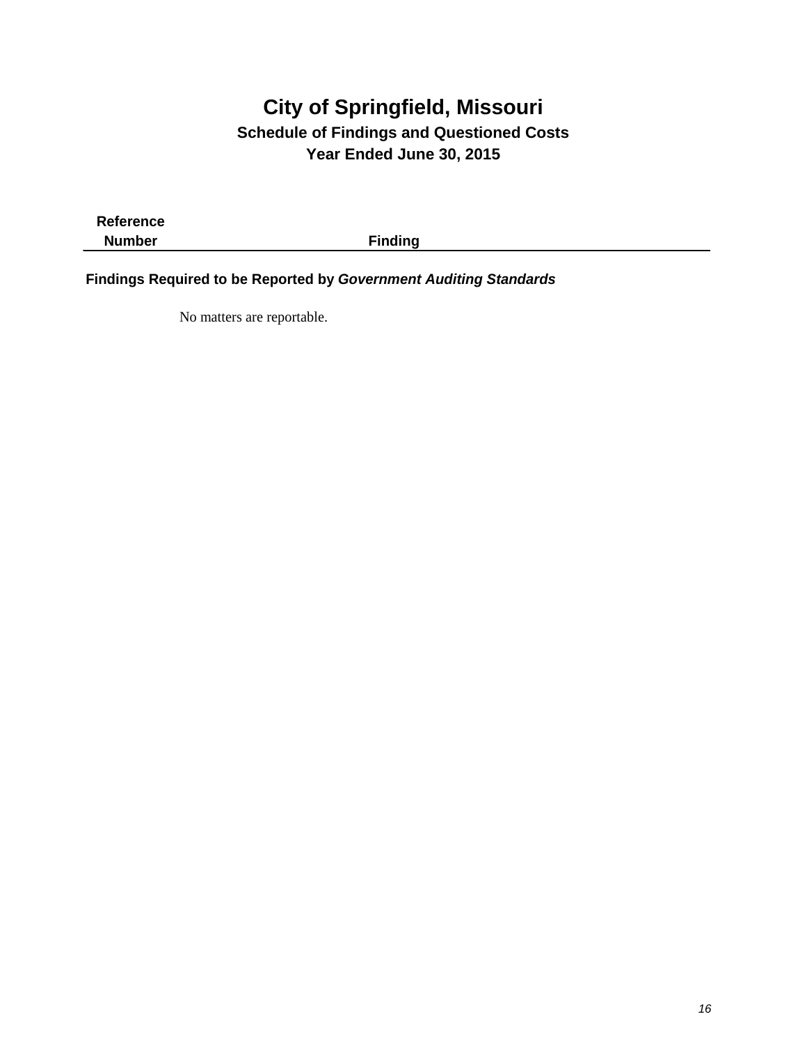# City of Springfield, Missouri

## Schedule of Findings and Questioned Costs

## Year Ended June 30, 2015

| Reference Number | Finding |
| --- | --- |

**Findings Required to be Reported by *Government Auditing Standards***

No matters are reportable.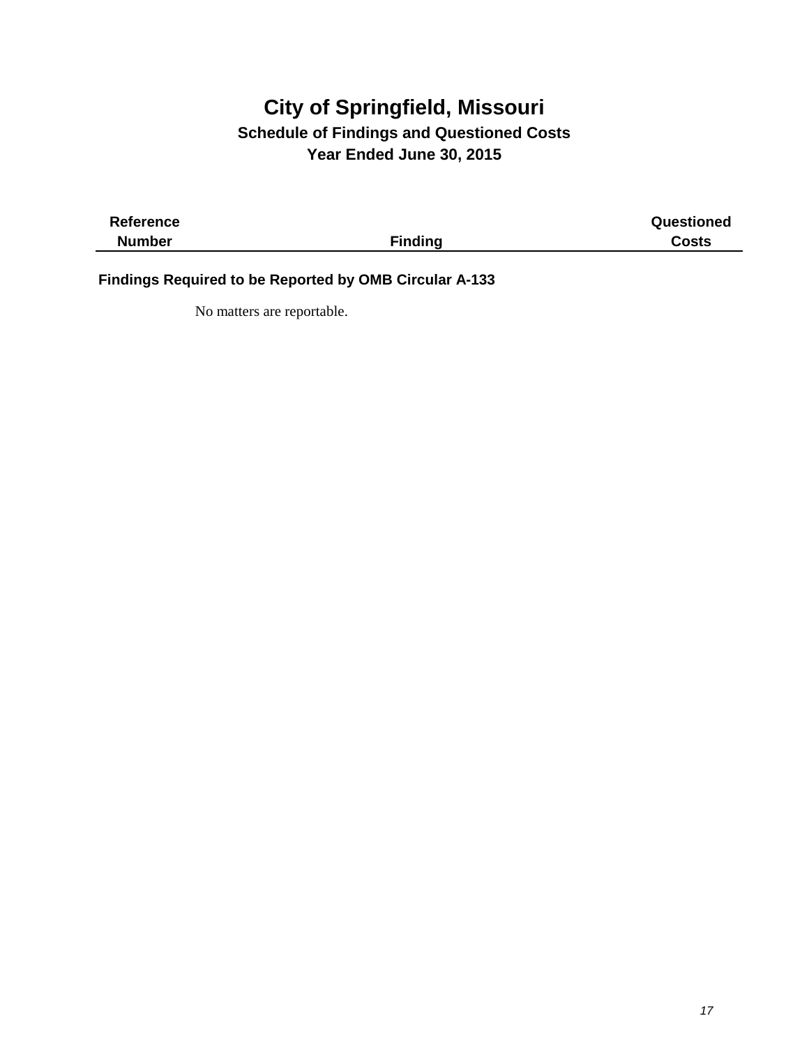# City of Springfield, Missouri

## Schedule of Findings and Questioned Costs

## Year Ended June 30, 2015

| Reference Number | Finding | Questioned Costs |
|---|---|---|

**Findings Required to be Reported by OMB Circular A-133**

No matters are reportable.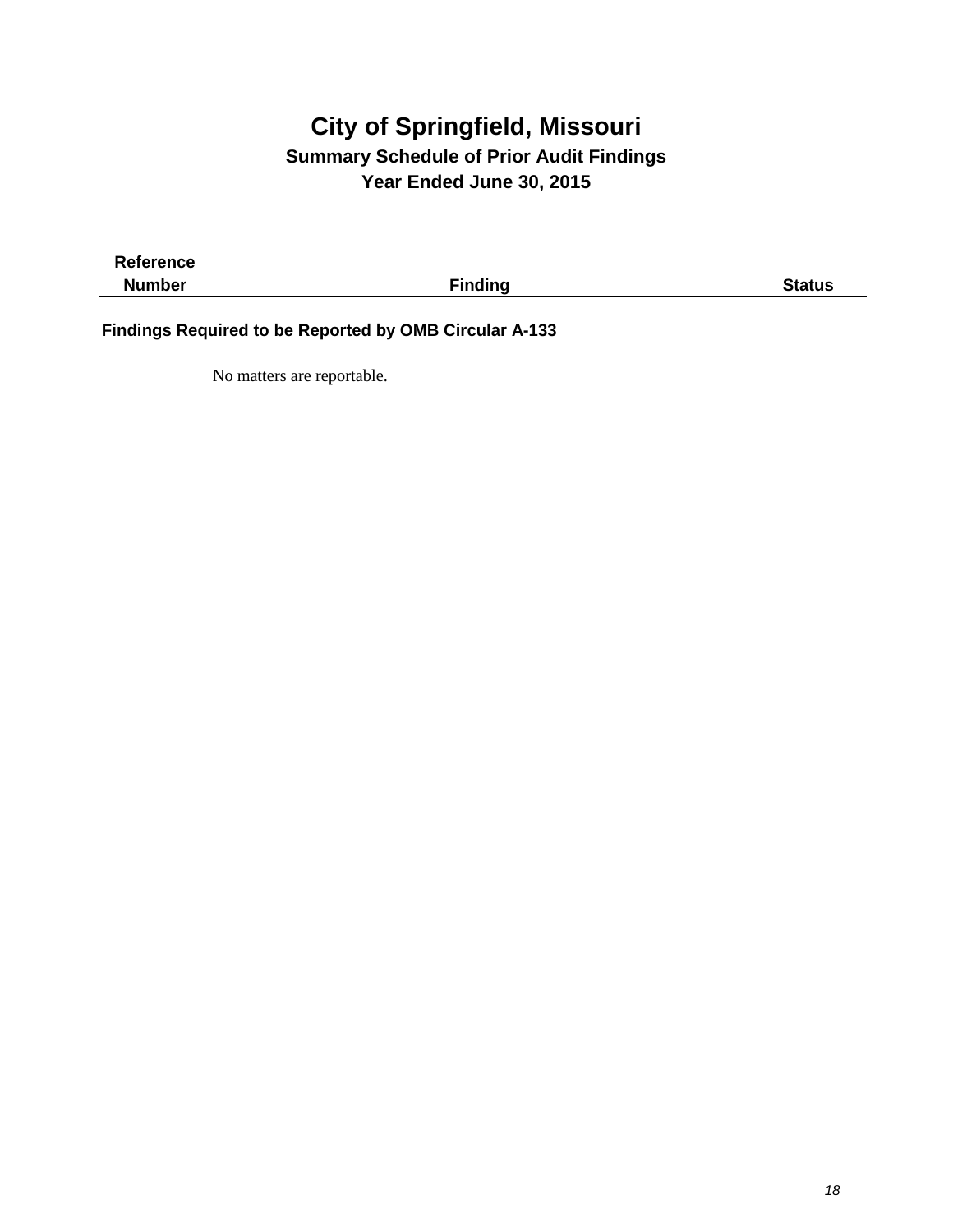# City of Springfield, Missouri

## Summary Schedule of Prior Audit Findings

## Year Ended June 30, 2015

| Reference Number | Finding | Status |
|---|---|---|

**Findings Required to be Reported by OMB Circular A-133**

No matters are reportable.